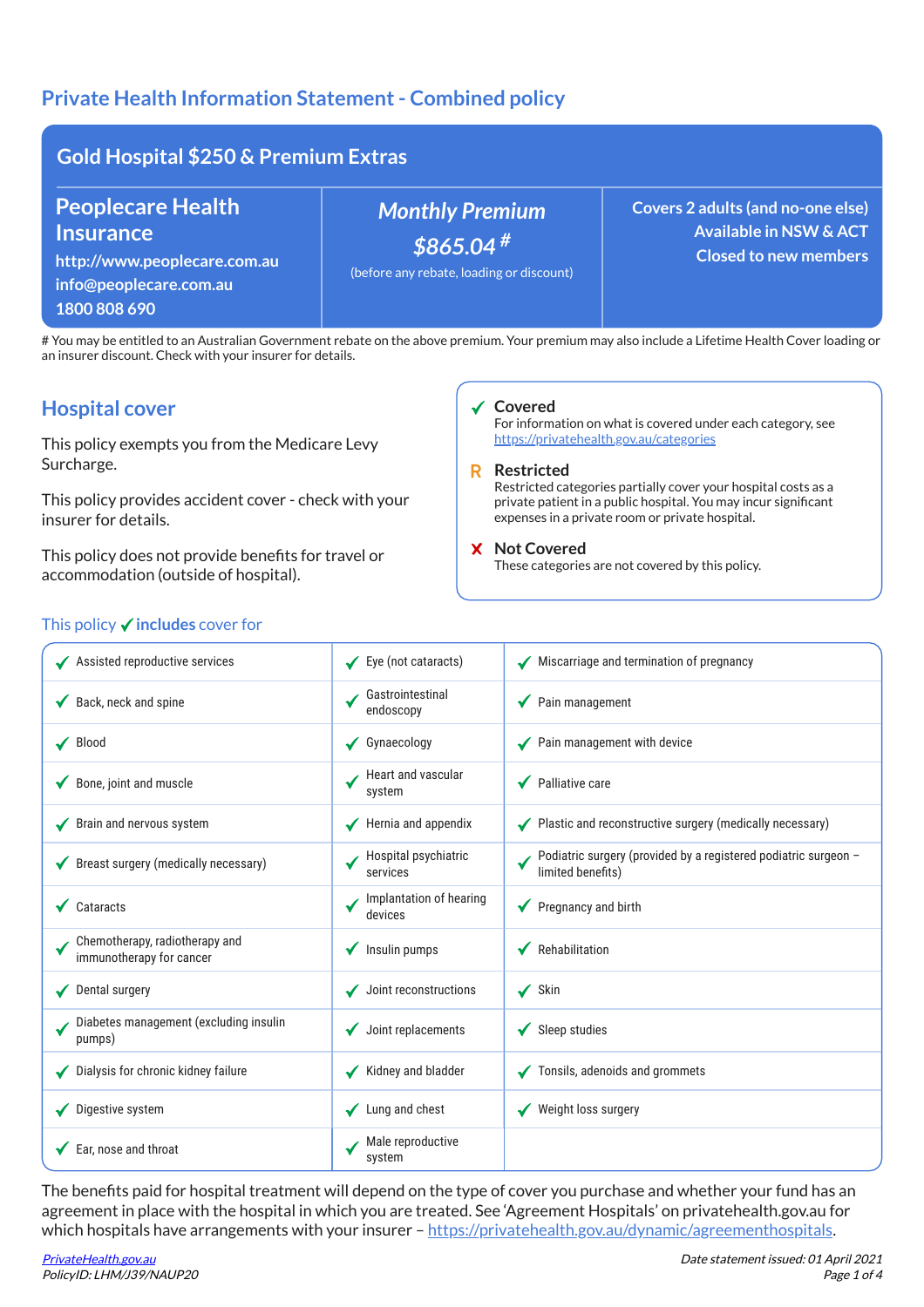# Private Health Information Statement - Combined policy

## Gold Hospital $250 & Premium Extras

**Peoplecare Health Insurance**
http://www.peoplecare.com.au
info@peoplecare.com.au
1800 808 690

***Monthly Premium***
***$865.04 #***
(before any rebate, loading or discount)

**Covers 2 adults (and no-one else)**
**Available in NSW & ACT**
**Closed to new members**

# You may be entitled to an Australian Government rebate on the above premium. Your premium may also include a Lifetime Health Cover loading or an insurer discount. Check with your insurer for details.

## Hospital cover

This policy exempts you from the Medicare Levy Surcharge.

This policy provides accident cover - check with your insurer for details.

This policy does not provide benefits for travel or accommodation (outside of hospital).

✓ **Covered**
For information on what is covered under each category, see https://privatehealth.gov.au/categories

R **Restricted**
Restricted categories partially cover your hospital costs as a private patient in a public hospital. You may incur significant expenses in a private room or private hospital.

✗ **Not Covered**
These categories are not covered by this policy.

This policy ✓ **includes** cover for

| | | |
|---|---|---|
| ✓ Assisted reproductive services | ✓ Eye (not cataracts) | ✓ Miscarriage and termination of pregnancy |
| ✓ Back, neck and spine | ✓ Gastrointestinal endoscopy | ✓ Pain management |
| ✓ Blood | ✓ Gynaecology | ✓ Pain management with device |
| ✓ Bone, joint and muscle | ✓ Heart and vascular system | ✓ Palliative care |
| ✓ Brain and nervous system | ✓ Hernia and appendix | ✓ Plastic and reconstructive surgery (medically necessary) |
| ✓ Breast surgery (medically necessary) | ✓ Hospital psychiatric services | ✓ Podiatric surgery (provided by a registered podiatric surgeon – limited benefits) |
| ✓ Cataracts | ✓ Implantation of hearing devices | ✓ Pregnancy and birth |
| ✓ Chemotherapy, radiotherapy and immunotherapy for cancer | ✓ Insulin pumps | ✓ Rehabilitation |
| ✓ Dental surgery | ✓ Joint reconstructions | ✓ Skin |
| ✓ Diabetes management (excluding insulin pumps) | ✓ Joint replacements | ✓ Sleep studies |
| ✓ Dialysis for chronic kidney failure | ✓ Kidney and bladder | ✓ Tonsils, adenoids and grommets |
| ✓ Digestive system | ✓ Lung and chest | ✓ Weight loss surgery |
| ✓ Ear, nose and throat | ✓ Male reproductive system | |

The benefits paid for hospital treatment will depend on the type of cover you purchase and whether your fund has an agreement in place with the hospital in which you are treated. See 'Agreement Hospitals' on privatehealth.gov.au for which hospitals have arrangements with your insurer – https://privatehealth.gov.au/dynamic/agreementhospitals.

PrivateHealth.gov.au
PolicyID: LHM/J39/NAUP20

*Date statement issued: 01 April 2021*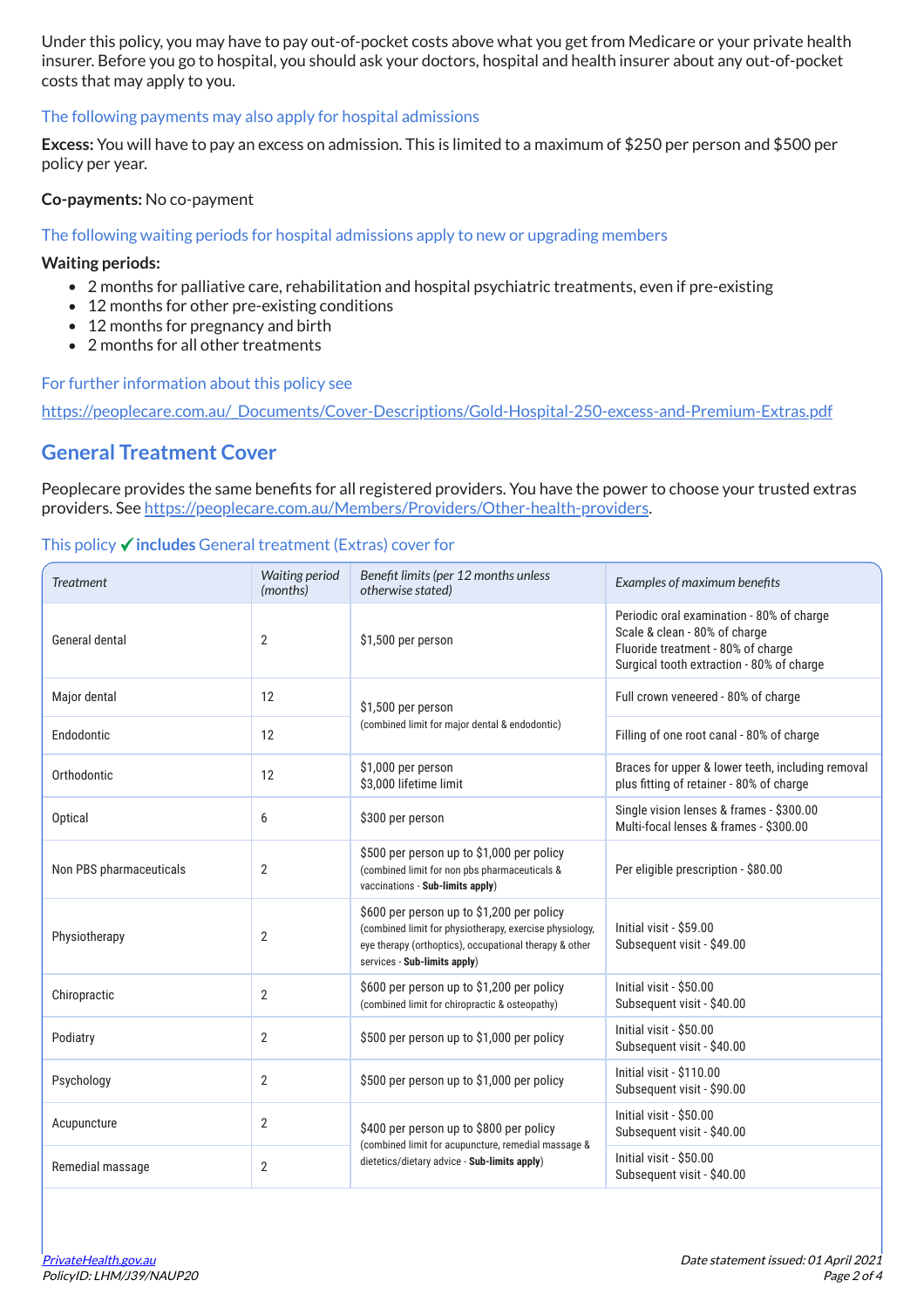Under this policy, you may have to pay out-of-pocket costs above what you get from Medicare or your private health insurer. Before you go to hospital, you should ask your doctors, hospital and health insurer about any out-of-pocket costs that may apply to you.

### The following payments may also apply for hospital admissions

**Excess:** You will have to pay an excess on admission. This is limited to a maximum of $250 per person and $500 per policy per year.

**Co-payments:** No co-payment

### The following waiting periods for hospital admissions apply to new or upgrading members

**Waiting periods:**

- 2 months for palliative care, rehabilitation and hospital psychiatric treatments, even if pre-existing
- 12 months for other pre-existing conditions
- 12 months for pregnancy and birth
- 2 months for all other treatments

### For further information about this policy see

https://peoplecare.com.au/_Documents/Cover-Descriptions/Gold-Hospital-250-excess-and-Premium-Extras.pdf

## General Treatment Cover

Peoplecare provides the same benefits for all registered providers. You have the power to choose your trusted extras providers. See https://peoplecare.com.au/Members/Providers/Other-health-providers.

### This policy ✓ **includes** General treatment (Extras) cover for

| *Treatment* | *Waiting period (months)* | *Benefit limits (per 12 months unless otherwise stated)* | *Examples of maximum benefits* |
|---|---|---|---|
| General dental | 2 | $1,500 per person | Periodic oral examination - 80% of charge<br>Scale & clean - 80% of charge<br>Fluoride treatment - 80% of charge<br>Surgical tooth extraction - 80% of charge |
| Major dental | 12 | $1,500 per person<br>(combined limit for major dental & endodontic) | Full crown veneered - 80% of charge |
| Endodontic | 12 | | Filling of one root canal - 80% of charge |
| Orthodontic | 12 | $1,000 per person<br>$3,000 lifetime limit | Braces for upper & lower teeth, including removal plus fitting of retainer - 80% of charge |
| Optical | 6 | $300 per person | Single vision lenses & frames - $300.00<br>Multi-focal lenses & frames - $300.00 |
| Non PBS pharmaceuticals | 2 | $500 per person up to $1,000 per policy<br>(combined limit for non pbs pharmaceuticals & vaccinations - **Sub-limits apply**) | Per eligible prescription - $80.00 |
| Physiotherapy | 2 | $600 per person up to $1,200 per policy<br>(combined limit for physiotherapy, exercise physiology, eye therapy (orthoptics), occupational therapy & other services - **Sub-limits apply**) | Initial visit - $59.00<br>Subsequent visit - $49.00 |
| Chiropractic | 2 | $600 per person up to $1,200 per policy<br>(combined limit for chiropractic & osteopathy) | Initial visit - $50.00<br>Subsequent visit - $40.00 |
| Podiatry | 2 | $500 per person up to $1,000 per policy | Initial visit - $50.00<br>Subsequent visit - $40.00 |
| Psychology | 2 | $500 per person up to $1,000 per policy | Initial visit - $110.00<br>Subsequent visit - $90.00 |
| Acupuncture | 2 | $400 per person up to $800 per policy<br>(combined limit for acupuncture, remedial massage & dietetics/dietary advice - **Sub-limits apply**) | Initial visit - $50.00<br>Subsequent visit - $40.00 |
| Remedial massage | 2 | | Initial visit - $50.00<br>Subsequent visit - $40.00 |

PrivateHealth.gov.au
PolicyID: LHM/J39/NAUP20

*Date statement issued: 01 April 2021*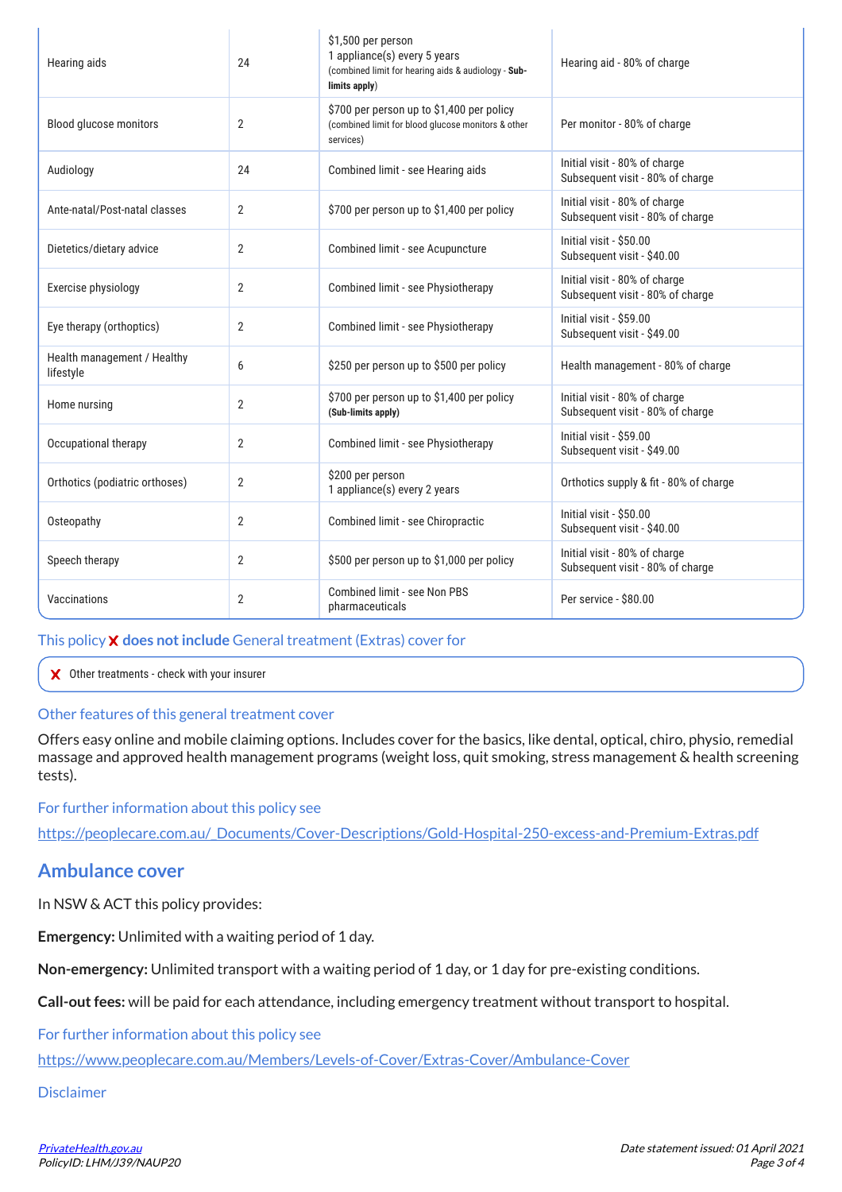| | | | |
|---|---|---|---|
| Hearing aids | 24 | $1,500 per person<br>1 appliance(s) every 5 years<br>(combined limit for hearing aids & audiology - **Sub-limits apply**) | Hearing aid - 80% of charge |
| Blood glucose monitors | 2 | $700 per person up to $1,400 per policy<br>(combined limit for blood glucose monitors & other services) | Per monitor - 80% of charge |
| Audiology | 24 | Combined limit - see Hearing aids | Initial visit - 80% of charge<br>Subsequent visit - 80% of charge |
| Ante-natal/Post-natal classes | 2 | $700 per person up to $1,400 per policy | Initial visit - 80% of charge<br>Subsequent visit - 80% of charge |
| Dietetics/dietary advice | 2 | Combined limit - see Acupuncture | Initial visit - $50.00<br>Subsequent visit - $40.00 |
| Exercise physiology | 2 | Combined limit - see Physiotherapy | Initial visit - 80% of charge<br>Subsequent visit - 80% of charge |
| Eye therapy (orthoptics) | 2 | Combined limit - see Physiotherapy | Initial visit - $59.00<br>Subsequent visit - $49.00 |
| Health management / Healthy lifestyle | 6 | $250 per person up to $500 per policy | Health management - 80% of charge |
| Home nursing | 2 | $700 per person up to $1,400 per policy<br>**(Sub-limits apply)** | Initial visit - 80% of charge<br>Subsequent visit - 80% of charge |
| Occupational therapy | 2 | Combined limit - see Physiotherapy | Initial visit - $59.00<br>Subsequent visit - $49.00 |
| Orthotics (podiatric orthoses) | 2 | $200 per person<br>1 appliance(s) every 2 years | Orthotics supply & fit - 80% of charge |
| Osteopathy | 2 | Combined limit - see Chiropractic | Initial visit - $50.00<br>Subsequent visit - $40.00 |
| Speech therapy | 2 | $500 per person up to $1,000 per policy | Initial visit - 80% of charge<br>Subsequent visit - 80% of charge |
| Vaccinations | 2 | Combined limit - see Non PBS pharmaceuticals | Per service - $80.00 |

This policy ✗ **does not include** General treatment (Extras) cover for

- ✗ Other treatments - check with your insurer

Other features of this general treatment cover

Offers easy online and mobile claiming options. Includes cover for the basics, like dental, optical, chiro, physio, remedial massage and approved health management programs (weight loss, quit smoking, stress management & health screening tests).

For further information about this policy see

https://peoplecare.com.au/_Documents/Cover-Descriptions/Gold-Hospital-250-excess-and-Premium-Extras.pdf

## Ambulance cover

In NSW & ACT this policy provides:

**Emergency:** Unlimited with a waiting period of 1 day.

**Non-emergency:** Unlimited transport with a waiting period of 1 day, or 1 day for pre-existing conditions.

**Call-out fees:** will be paid for each attendance, including emergency treatment without transport to hospital.

For further information about this policy see

https://www.peoplecare.com.au/Members/Levels-of-Cover/Extras-Cover/Ambulance-Cover

Disclaimer

PrivateHealth.gov.au
PolicyID: LHM/J39/NAUP20

Date statement issued: 01 April 2021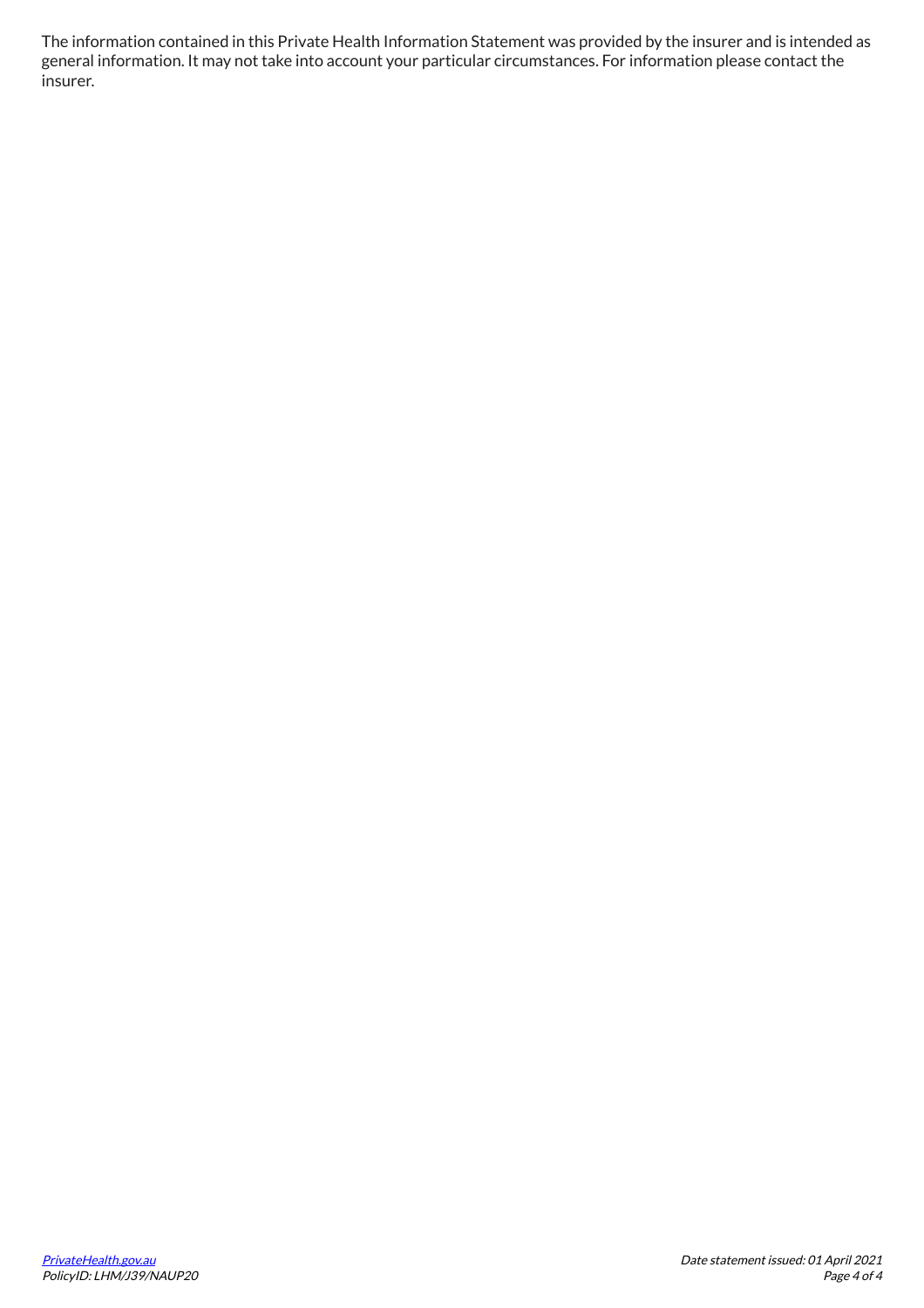The information contained in this Private Health Information Statement was provided by the insurer and is intended as general information. It may not take into account your particular circumstances. For information please contact the insurer.